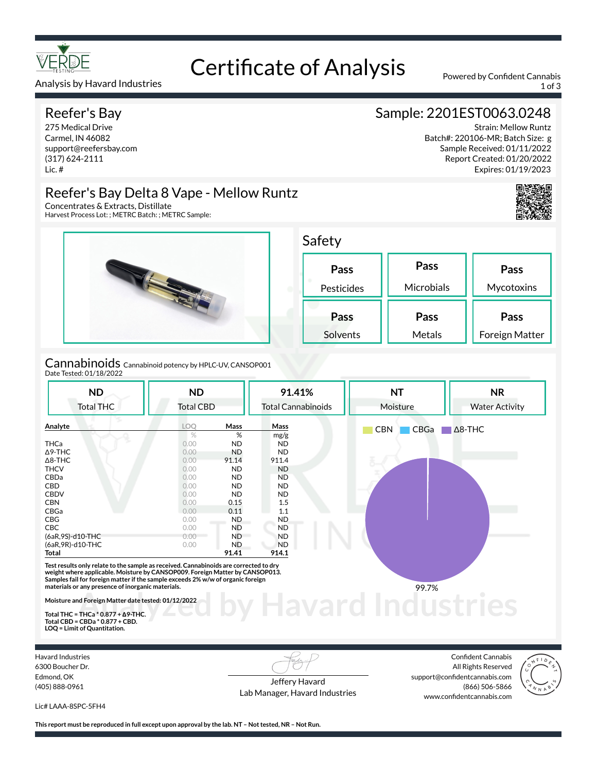# Certificate of Analysis

Analysis by Havard Industries

Powered by Confident Cannabis

## Reefer's Bay

275 Medical Drive
Carmel, IN 46082
support@reefersbay.com
(317) 624-2111
Lic. #

## Sample: 2201EST0063.0248

Strain: Mellow Runtz
Batch#: 220106-MR; Batch Size: g
Sample Received: 01/11/2022
Report Created: 01/20/2022
Expires: 01/19/2023

## Reefer's Bay Delta 8 Vape - Mellow Runtz

Concentrates & Extracts, Distillate
Harvest Process Lot: ; METRC Batch: ; METRC Sample:

## Safety

| Pesticides | Microbials | Mycotoxins |
|---|---|---|
| Pass | Pass | Pass |

| Solvents | Metals | Foreign Matter |
|---|---|---|
| Pass | Pass | Pass |

## Cannabinoids

Cannabinoid potency by HPLC-UV, CANSOP001
Date Tested: 01/18/2022

| Total THC | Total CBD | Total Cannabinoids | Moisture | Water Activity |
|---|---|---|---|---|
| ND | ND | 91.41% | NT | NR |

| Analyte | LOQ | Mass | Mass |
|---|---|---|---|
| | % | % | mg/g |
| THCa | 0.00 | ND | ND |
| Δ9-THC | 0.00 | ND | ND |
| Δ8-THC | 0.00 | 91.14 | 911.4 |
| THCV | 0.00 | ND | ND |
| CBDa | 0.00 | ND | ND |
| CBD | 0.00 | ND | ND |
| CBDV | 0.00 | ND | ND |
| CBN | 0.00 | 0.15 | 1.5 |
| CBGa | 0.00 | 0.11 | 1.1 |
| CBG | 0.00 | ND | ND |
| CBC | 0.00 | ND | ND |
| (6aR,9S)-d10-THC | 0.00 | ND | ND |
| (6aR,9R)-d10-THC | 0.00 | ND | ND |
| **Total** | | **91.41** | **914.1** |

CBN, CBGa, Δ8-THC: 99.7%

**Test results only relate to the sample as received. Cannabinoids are corrected to dry weight where applicable. Moisture by CANSOP009. Foreign Matter by CANSOP013. Samples fail for foreign matter if the sample exceeds 2% w/w of organic foreign materials or any presence of inorganic materials.**

**Moisture and Foreign Matter date tested: 01/12/2022**

**Total THC = THCa * 0.877 + Δ9-THC.**
**Total CBD = CBDa * 0.877 + CBD.**
**LOQ = Limit of Quantitation.**

Havard Industries
6300 Boucher Dr.
Edmond, OK
(405) 888-0961

Lic# LAAA-8SPC-5FH4

Jeffery Havard
Lab Manager, Havard Industries

Confident Cannabis
All Rights Reserved
support@confidentcannabis.com
(866) 506-5866
www.confidentcannabis.com

**This report must be reproduced in full except upon approval by the lab. NT – Not tested, NR – Not Run.**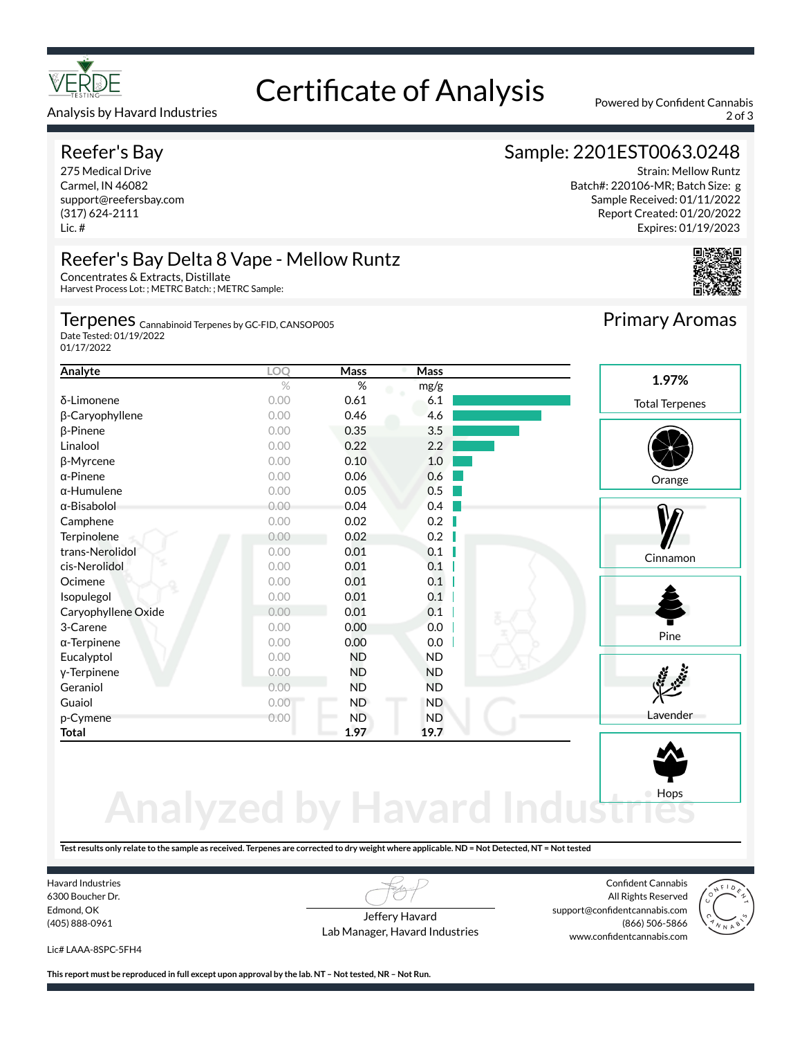# Certificate of Analysis

Analysis by Havard Industries

Powered by Confident Cannabis

## Reefer's Bay

275 Medical Drive
Carmel, IN 46082
support@reefersbay.com
(317) 624-2111
Lic. #

## Sample: 2201EST0063.0248

Strain: Mellow Runtz
Batch#: 220106-MR; Batch Size: g
Sample Received: 01/11/2022
Report Created: 01/20/2022
Expires: 01/19/2023

## Reefer's Bay Delta 8 Vape - Mellow Runtz

Concentrates & Extracts, Distillate
Harvest Process Lot: ; METRC Batch: ; METRC Sample:

## Terpenes

Cannabinoid Terpenes by GC-FID, CANSOP005
Date Tested: 01/19/2022
01/17/2022

| Analyte | LOQ | Mass | Mass |
|---|---|---|---|
| | % | % | mg/g |
| δ-Limonene | 0.00 | 0.61 | 6.1 |
| β-Caryophyllene | 0.00 | 0.46 | 4.6 |
| β-Pinene | 0.00 | 0.35 | 3.5 |
| Linalool | 0.00 | 0.22 | 2.2 |
| β-Myrcene | 0.00 | 0.10 | 1.0 |
| α-Pinene | 0.00 | 0.06 | 0.6 |
| α-Humulene | 0.00 | 0.05 | 0.5 |
| α-Bisabolol | 0.00 | 0.04 | 0.4 |
| Camphene | 0.00 | 0.02 | 0.2 |
| Terpinolene | 0.00 | 0.02 | 0.2 |
| trans-Nerolidol | 0.00 | 0.01 | 0.1 |
| cis-Nerolidol | 0.00 | 0.01 | 0.1 |
| Ocimene | 0.00 | 0.01 | 0.1 |
| Isopulegol | 0.00 | 0.01 | 0.1 |
| Caryophyllene Oxide | 0.00 | 0.01 | 0.1 |
| 3-Carene | 0.00 | 0.00 | 0.0 |
| α-Terpinene | 0.00 | 0.00 | 0.0 |
| Eucalyptol | 0.00 | ND | ND |
| γ-Terpinene | 0.00 | ND | ND |
| Geraniol | 0.00 | ND | ND |
| Guaiol | 0.00 | ND | ND |
| p-Cymene | 0.00 | ND | ND |
| **Total** | | **1.97** | **19.7** |

## Primary Aromas

**1.97%**
Total Terpenes

Orange

Cinnamon

Pine

Lavender

Hops

Analyzed by Havard Industries

**Test results only relate to the sample as received. Terpenes are corrected to dry weight where applicable. ND = Not Detected, NT = Not tested**

Havard Industries
6300 Boucher Dr.
Edmond, OK
(405) 888-0961

Lic# LAAA-8SPC-5FH4

Jeffery Havard
Lab Manager, Havard Industries

Confident Cannabis
All Rights Reserved
support@confidentcannabis.com
(866) 506-5866
www.confidentcannabis.com

**This report must be reproduced in full except upon approval by the lab. NT – Not tested, NR – Not Run.**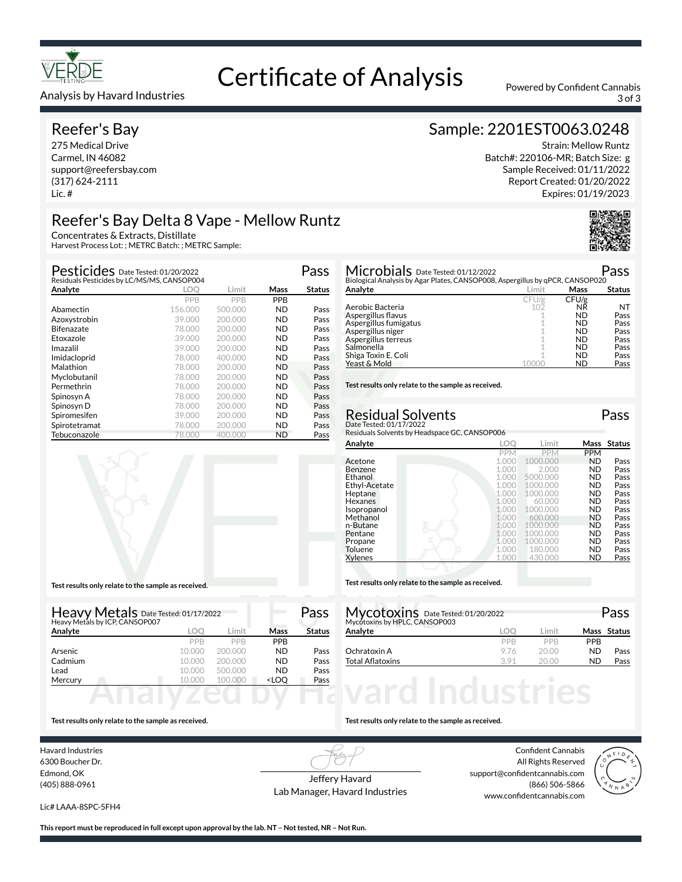Analysis by Havard Industries

# Certificate of Analysis

Powered by Confident Cannabis

## Reefer's Bay

275 Medical Drive
Carmel, IN 46082
support@reefersbay.com
(317) 624-2111
Lic. #

## Sample: 2201EST0063.0248

Strain: Mellow Runtz
Batch#: 220106-MR; Batch Size: g
Sample Received: 01/11/2022
Report Created: 01/20/2022
Expires: 01/19/2023

## Reefer's Bay Delta 8 Vape - Mellow Runtz

Concentrates & Extracts, Distillate
Harvest Process Lot: ; METRC Batch: ; METRC Sample:

### Pesticides — Pass

Date Tested: 01/20/2022
Residuals Pesticides by LC/MS/MS, CANSOP004

| Analyte | LOQ | Limit | Mass | Status |
|---|---|---|---|---|
| | PPB | PPB | PPB | |
| Abamectin | 156.000 | 500.000 | ND | Pass |
| Azoxystrobin | 39.000 | 200.000 | ND | Pass |
| Bifenazate | 78.000 | 200.000 | ND | Pass |
| Etoxazole | 39.000 | 200.000 | ND | Pass |
| Imazalil | 39.000 | 200.000 | ND | Pass |
| Imidacloprid | 78.000 | 400.000 | ND | Pass |
| Malathion | 78.000 | 200.000 | ND | Pass |
| Myclobutanil | 78.000 | 200.000 | ND | Pass |
| Permethrin | 78.000 | 200.000 | ND | Pass |
| Spinosyn A | 78.000 | 200.000 | ND | Pass |
| Spinosyn D | 78.000 | 200.000 | ND | Pass |
| Spiromesifen | 39.000 | 200.000 | ND | Pass |
| Spirotetramat | 78.000 | 200.000 | ND | Pass |
| Tebuconazole | 78.000 | 400.000 | ND | Pass |

**Test results only relate to the sample as received.**

### Microbials — Pass

Date Tested: 01/12/2022
Biological Analysis by Agar Plates, CANSOP008, Aspergillus by qPCR, CANSOP020

| Analyte | Limit | Mass | Status |
|---|---|---|---|
| | CFU/g | CFU/g | |
| Aerobic Bacteria | 102 | NR | NT |
| Aspergillus flavus | 1 | ND | Pass |
| Aspergillus fumigatus | 1 | ND | Pass |
| Aspergillus niger | 1 | ND | Pass |
| Aspergillus terreus | 1 | ND | Pass |
| Salmonella | 1 | ND | Pass |
| Shiga Toxin E. Coli | 1 | ND | Pass |
| Yeast & Mold | 10000 | ND | Pass |

**Test results only relate to the sample as received.**

### Residual Solvents — Pass

Date Tested: 01/17/2022
Residuals Solvents by Headspace GC, CANSOP006

| Analyte | LOQ | Limit | Mass | Status |
|---|---|---|---|---|
| | PPM | PPM | PPM | |
| Acetone | 1.000 | 1000.000 | ND | Pass |
| Benzene | 1.000 | 2.000 | ND | Pass |
| Ethanol | 1.000 | 5000.000 | ND | Pass |
| Ethyl-Acetate | 1.000 | 1000.000 | ND | Pass |
| Heptane | 1.000 | 1000.000 | ND | Pass |
| Hexanes | 1.000 | 60.000 | ND | Pass |
| Isopropanol | 1.000 | 1000.000 | ND | Pass |
| Methanol | 1.000 | 600.000 | ND | Pass |
| n-Butane | 1.000 | 1000.000 | ND | Pass |
| Pentane | 1.000 | 1000.000 | ND | Pass |
| Propane | 1.000 | 1000.000 | ND | Pass |
| Toluene | 1.000 | 180.000 | ND | Pass |
| Xylenes | 1.000 | 430.000 | ND | Pass |

**Test results only relate to the sample as received.**

### Heavy Metals — Pass

Date Tested: 01/17/2022
Heavy Metals by ICP, CANSOP007

| Analyte | LOQ | Limit | Mass | Status |
|---|---|---|---|---|
| | PPB | PPB | PPB | |
| Arsenic | 10.000 | 200.000 | ND | Pass |
| Cadmium | 10.000 | 200.000 | ND | Pass |
| Lead | 10.000 | 500.000 | ND | Pass |
| Mercury | 10.000 | 100.000 | <LOQ | Pass |

**Test results only relate to the sample as received.**

### Mycotoxins — Pass

Date Tested: 01/20/2022
Mycotoxins by HPLC, CANSOP003

| Analyte | LOQ | Limit | Mass | Status |
|---|---|---|---|---|
| | PPB | PPB | PPB | |
| Ochratoxin A | 9.76 | 20.00 | ND | Pass |
| Total Aflatoxins | 3.91 | 20.00 | ND | Pass |

**Test results only relate to the sample as received.**

Havard Industries
6300 Boucher Dr.
Edmond, OK
(405) 888-0961

Lic# LAAA-8SPC-5FH4

Jeffery Havard
Lab Manager, Havard Industries

Confident Cannabis
All Rights Reserved
support@confidentcannabis.com
(866) 506-5866
www.confidentcannabis.com

**This report must be reproduced in full except upon approval by the lab. NT – Not tested, NR – Not Run.**